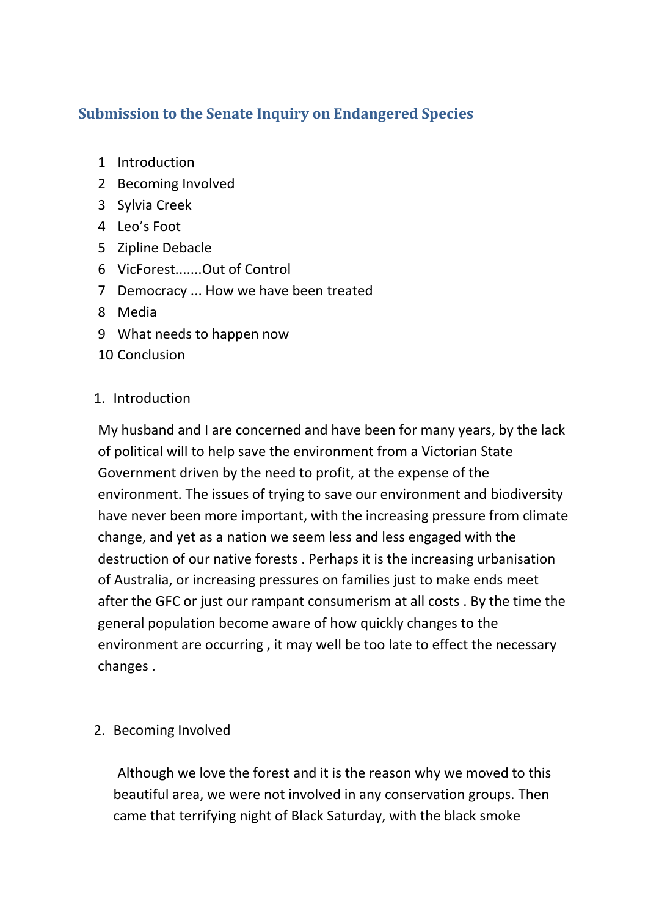# Submission to the Senate Inquiry on Endangered Species

1 Introduction
2 Becoming Involved
3 Sylvia Creek
4 Leo's Foot
5 Zipline Debacle
6 VicForest.......Out of Control
7 Democracy ... How we have been treated
8 Media
9 What needs to happen now
10 Conclusion

## 1. Introduction

My husband and I are concerned and have been for many years, by the lack of political will to help save the environment from a Victorian State Government driven by the need to profit, at the expense of the environment. The issues of trying to save our environment and biodiversity have never been more important, with the increasing pressure from climate change, and yet as a nation we seem less and less engaged with the destruction of our native forests . Perhaps it is the increasing urbanisation of Australia, or increasing pressures on families just to make ends meet after the GFC or just our rampant consumerism at all costs . By the time the general population become aware of how quickly changes to the environment are occurring , it may well be too late to effect the necessary changes .

## 2. Becoming Involved

Although we love the forest and it is the reason why we moved to this beautiful area, we were not involved in any conservation groups. Then came that terrifying night of Black Saturday, with the black smoke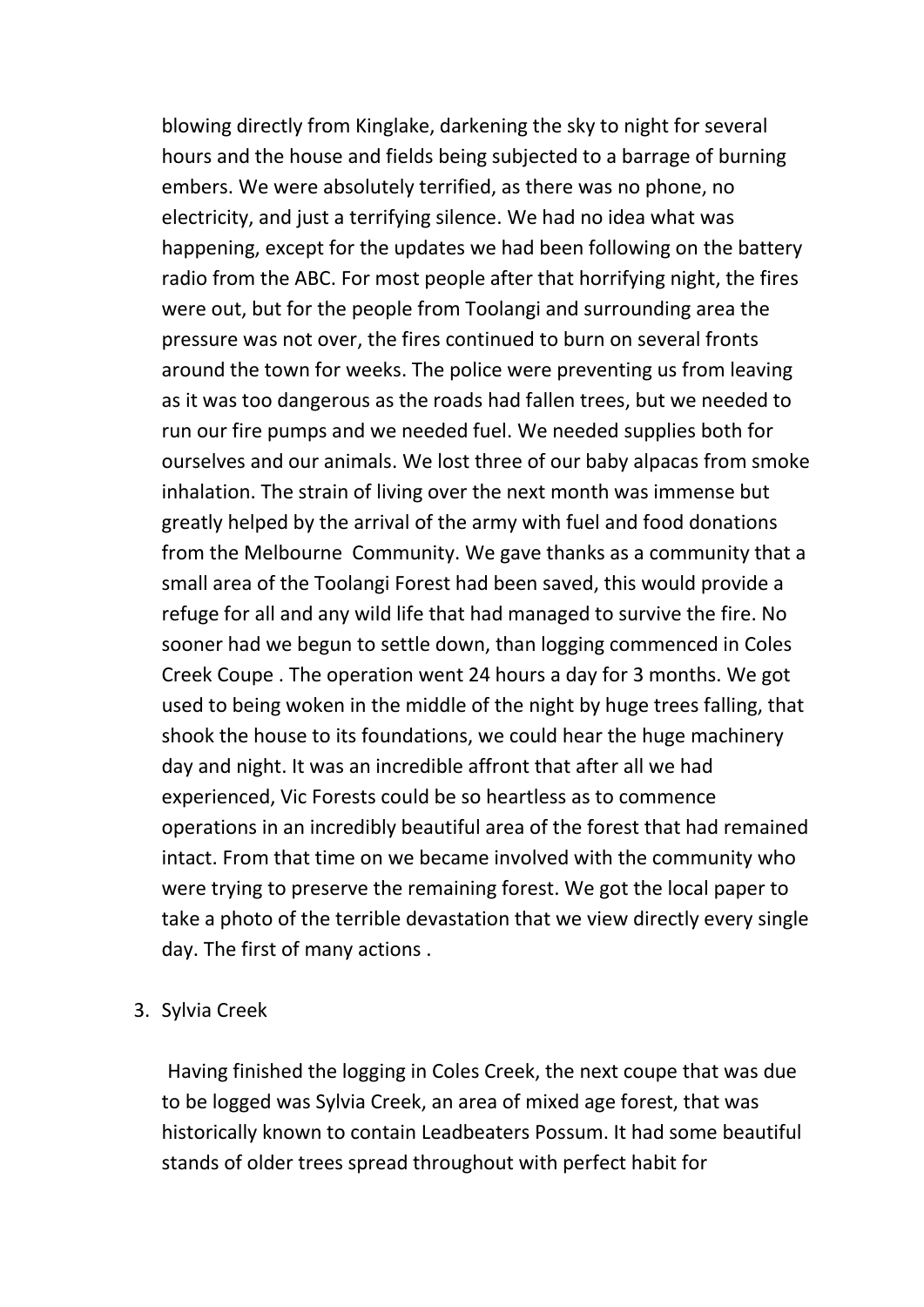blowing directly from Kinglake, darkening the sky to night for several hours and the house and fields being subjected to a barrage of burning embers. We were absolutely terrified, as there was no phone, no electricity, and just a terrifying silence. We had no idea what was happening, except for the updates we had been following on the battery radio from the ABC. For most people after that horrifying night, the fires were out, but for the people from Toolangi and surrounding area the pressure was not over, the fires continued to burn on several fronts around the town for weeks. The police were preventing us from leaving as it was too dangerous as the roads had fallen trees, but we needed to run our fire pumps and we needed fuel. We needed supplies both for ourselves and our animals. We lost three of our baby alpacas from smoke inhalation. The strain of living over the next month was immense but greatly helped by the arrival of the army with fuel and food donations from the Melbourne  Community. We gave thanks as a community that a small area of the Toolangi Forest had been saved, this would provide a refuge for all and any wild life that had managed to survive the fire. No sooner had we begun to settle down, than logging commenced in Coles Creek Coupe . The operation went 24 hours a day for 3 months. We got used to being woken in the middle of the night by huge trees falling, that shook the house to its foundations, we could hear the huge machinery day and night. It was an incredible affront that after all we had experienced, Vic Forests could be so heartless as to commence operations in an incredibly beautiful area of the forest that had remained intact. From that time on we became involved with the community who were trying to preserve the remaining forest. We got the local paper to take a photo of the terrible devastation that we view directly every single day. The first of many actions .

3. Sylvia Creek

Having finished the logging in Coles Creek, the next coupe that was due to be logged was Sylvia Creek, an area of mixed age forest, that was historically known to contain Leadbeaters Possum. It had some beautiful stands of older trees spread throughout with perfect habit for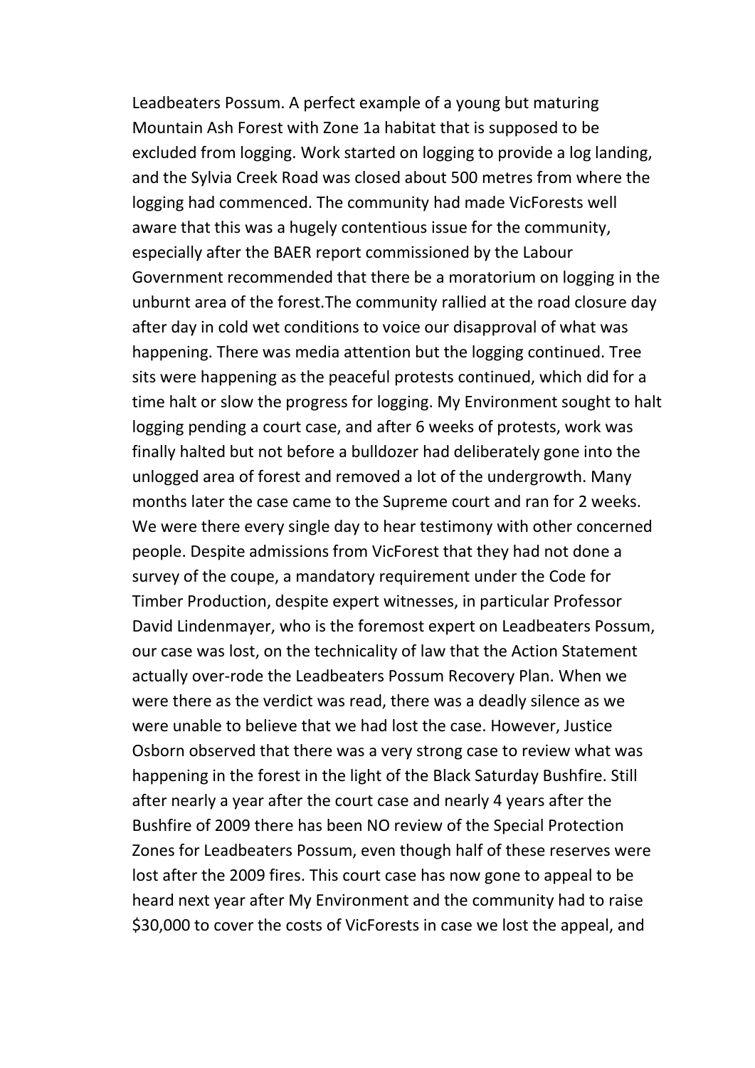Leadbeaters Possum. A perfect example of a young but maturing Mountain Ash Forest with Zone 1a habitat that is supposed to be excluded from logging. Work started on logging to provide a log landing, and the Sylvia Creek Road was closed about 500 metres from where the logging had commenced. The community had made VicForests well aware that this was a hugely contentious issue for the community, especially after the BAER report commissioned by the Labour Government recommended that there be a moratorium on logging in the unburnt area of the forest.The community rallied at the road closure day after day in cold wet conditions to voice our disapproval of what was happening. There was media attention but the logging continued. Tree sits were happening as the peaceful protests continued, which did for a time halt or slow the progress for logging. My Environment sought to halt logging pending a court case, and after 6 weeks of protests, work was finally halted but not before a bulldozer had deliberately gone into the unlogged area of forest and removed a lot of the undergrowth. Many months later the case came to the Supreme court and ran for 2 weeks. We were there every single day to hear testimony with other concerned people. Despite admissions from VicForest that they had not done a survey of the coupe, a mandatory requirement under the Code for Timber Production, despite expert witnesses, in particular Professor David Lindenmayer, who is the foremost expert on Leadbeaters Possum, our case was lost, on the technicality of law that the Action Statement actually over-rode the Leadbeaters Possum Recovery Plan. When we were there as the verdict was read, there was a deadly silence as we were unable to believe that we had lost the case. However, Justice Osborn observed that there was a very strong case to review what was happening in the forest in the light of the Black Saturday Bushfire. Still after nearly a year after the court case and nearly 4 years after the Bushfire of 2009 there has been NO review of the Special Protection Zones for Leadbeaters Possum, even though half of these reserves were lost after the 2009 fires. This court case has now gone to appeal to be heard next year after My Environment and the community had to raise $30,000 to cover the costs of VicForests in case we lost the appeal, and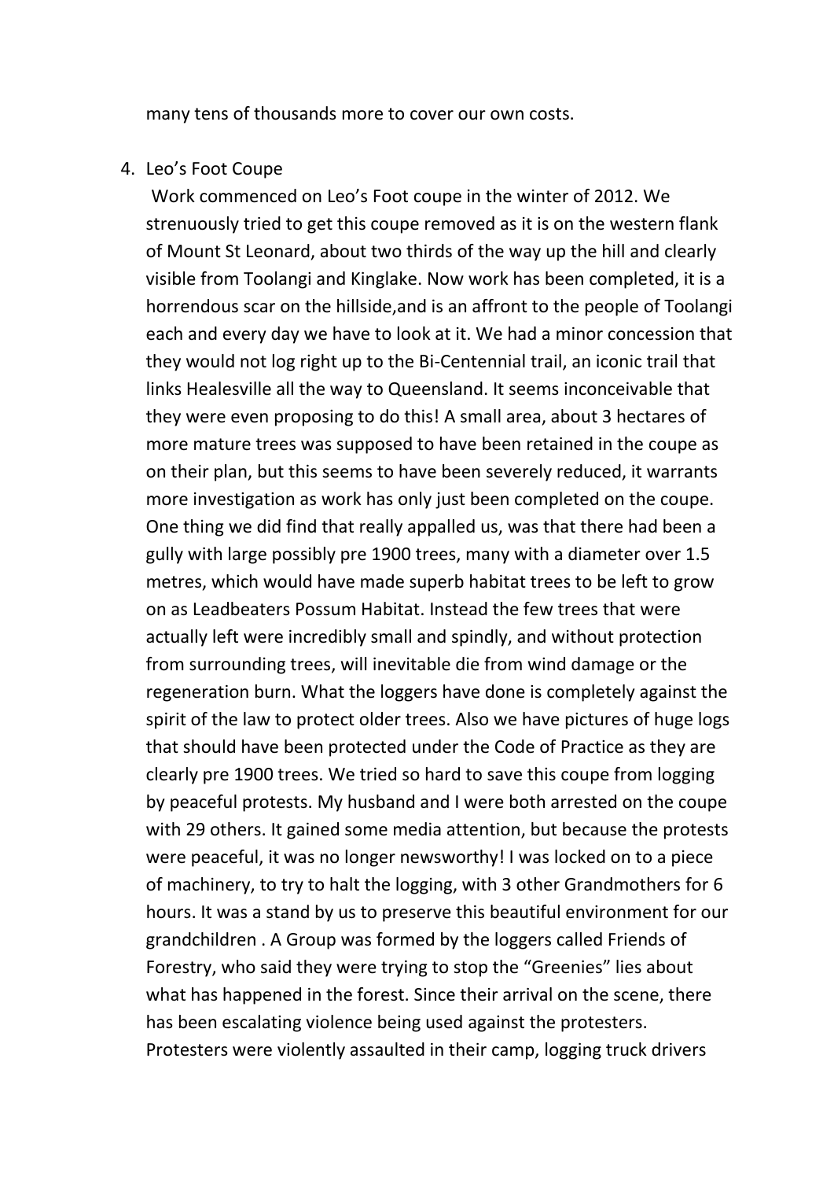many tens of thousands more to cover our own costs.

4. Leo's Foot Coupe

   Work commenced on Leo's Foot coupe in the winter of 2012. We strenuously tried to get this coupe removed as it is on the western flank of Mount St Leonard, about two thirds of the way up the hill and clearly visible from Toolangi and Kinglake. Now work has been completed, it is a horrendous scar on the hillside,and is an affront to the people of Toolangi each and every day we have to look at it. We had a minor concession that they would not log right up to the Bi-Centennial trail, an iconic trail that links Healesville all the way to Queensland. It seems inconceivable that they were even proposing to do this! A small area, about 3 hectares of more mature trees was supposed to have been retained in the coupe as on their plan, but this seems to have been severely reduced, it warrants more investigation as work has only just been completed on the coupe. One thing we did find that really appalled us, was that there had been a gully with large possibly pre 1900 trees, many with a diameter over 1.5 metres, which would have made superb habitat trees to be left to grow on as Leadbeaters Possum Habitat. Instead the few trees that were actually left were incredibly small and spindly, and without protection from surrounding trees, will inevitable die from wind damage or the regeneration burn. What the loggers have done is completely against the spirit of the law to protect older trees. Also we have pictures of huge logs that should have been protected under the Code of Practice as they are clearly pre 1900 trees. We tried so hard to save this coupe from logging by peaceful protests. My husband and I were both arrested on the coupe with 29 others. It gained some media attention, but because the protests were peaceful, it was no longer newsworthy! I was locked on to a piece of machinery, to try to halt the logging, with 3 other Grandmothers for 6 hours. It was a stand by us to preserve this beautiful environment for our grandchildren . A Group was formed by the loggers called Friends of Forestry, who said they were trying to stop the "Greenies" lies about what has happened in the forest. Since their arrival on the scene, there has been escalating violence being used against the protesters. Protesters were violently assaulted in their camp, logging truck drivers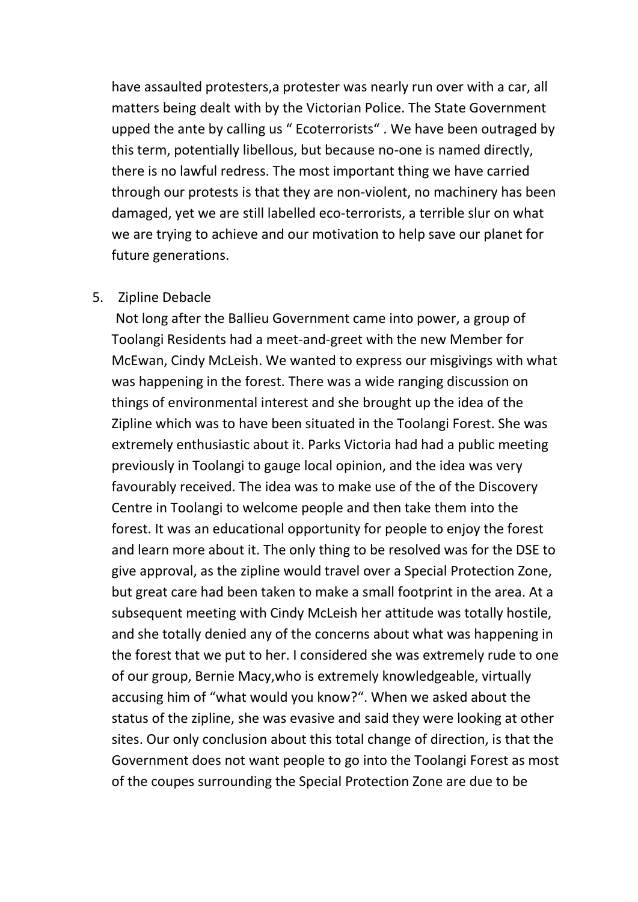have assaulted protesters,a protester was nearly run over with a car, all matters being dealt with by the Victorian Police. The State Government upped the ante by calling us " Ecoterrorists" . We have been outraged by this term, potentially libellous, but because no-one is named directly, there is no lawful redress. The most important thing we have carried through our protests is that they are non-violent, no machinery has been damaged, yet we are still labelled eco-terrorists, a terrible slur on what we are trying to achieve and our motivation to help save our planet for future generations.

5. Zipline Debacle

Not long after the Ballieu Government came into power, a group of Toolangi Residents had a meet-and-greet with the new Member for McEwan, Cindy McLeish. We wanted to express our misgivings with what was happening in the forest. There was a wide ranging discussion on things of environmental interest and she brought up the idea of the Zipline which was to have been situated in the Toolangi Forest. She was extremely enthusiastic about it. Parks Victoria had had a public meeting previously in Toolangi to gauge local opinion, and the idea was very favourably received. The idea was to make use of the of the Discovery Centre in Toolangi to welcome people and then take them into the forest. It was an educational opportunity for people to enjoy the forest and learn more about it. The only thing to be resolved was for the DSE to give approval, as the zipline would travel over a Special Protection Zone, but great care had been taken to make a small footprint in the area. At a subsequent meeting with Cindy McLeish her attitude was totally hostile, and she totally denied any of the concerns about what was happening in the forest that we put to her. I considered she was extremely rude to one of our group, Bernie Macy,who is extremely knowledgeable, virtually accusing him of "what would you know?". When we asked about the status of the zipline, she was evasive and said they were looking at other sites. Our only conclusion about this total change of direction, is that the Government does not want people to go into the Toolangi Forest as most of the coupes surrounding the Special Protection Zone are due to be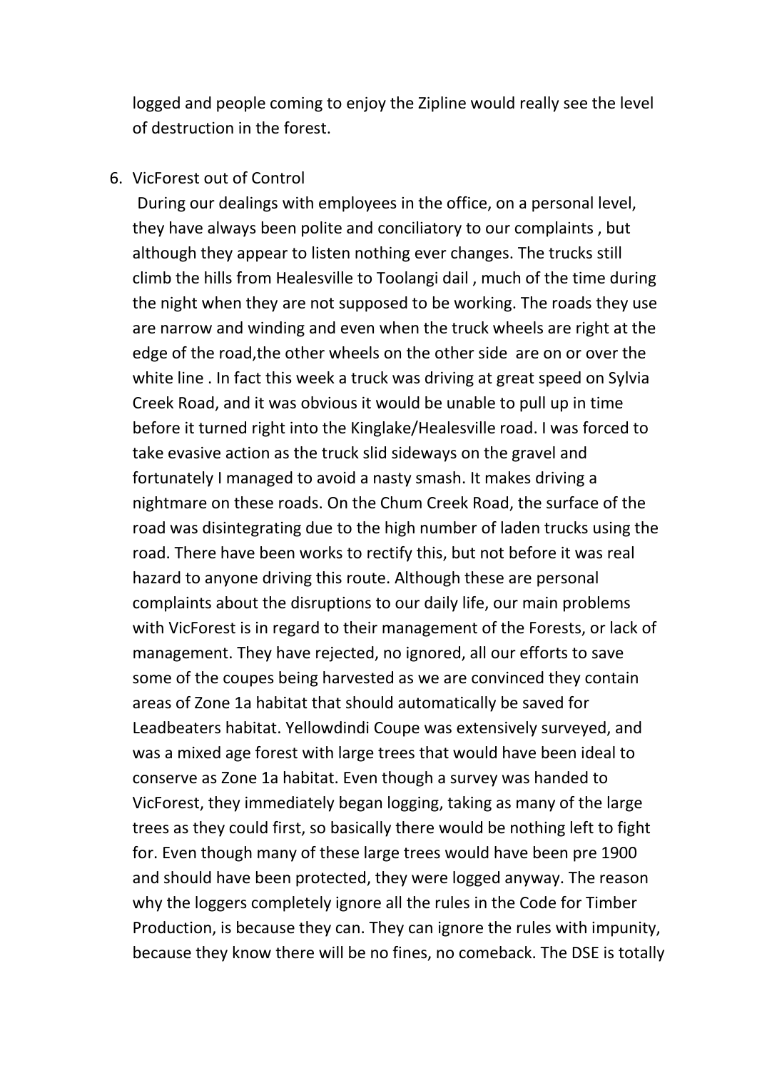logged and people coming to enjoy the Zipline would really see the level of destruction in the forest.

6. VicForest out of Control

   During our dealings with employees in the office, on a personal level, they have always been polite and conciliatory to our complaints , but although they appear to listen nothing ever changes. The trucks still climb the hills from Healesville to Toolangi dail , much of the time during the night when they are not supposed to be working. The roads they use are narrow and winding and even when the truck wheels are right at the edge of the road,the other wheels on the other side are on or over the white line . In fact this week a truck was driving at great speed on Sylvia Creek Road, and it was obvious it would be unable to pull up in time before it turned right into the Kinglake/Healesville road. I was forced to take evasive action as the truck slid sideways on the gravel and fortunately I managed to avoid a nasty smash. It makes driving a nightmare on these roads. On the Chum Creek Road, the surface of the road was disintegrating due to the high number of laden trucks using the road. There have been works to rectify this, but not before it was real hazard to anyone driving this route. Although these are personal complaints about the disruptions to our daily life, our main problems with VicForest is in regard to their management of the Forests, or lack of management. They have rejected, no ignored, all our efforts to save some of the coupes being harvested as we are convinced they contain areas of Zone 1a habitat that should automatically be saved for Leadbeaters habitat. Yellowdindi Coupe was extensively surveyed, and was a mixed age forest with large trees that would have been ideal to conserve as Zone 1a habitat. Even though a survey was handed to VicForest, they immediately began logging, taking as many of the large trees as they could first, so basically there would be nothing left to fight for. Even though many of these large trees would have been pre 1900 and should have been protected, they were logged anyway. The reason why the loggers completely ignore all the rules in the Code for Timber Production, is because they can. They can ignore the rules with impunity, because they know there will be no fines, no comeback. The DSE is totally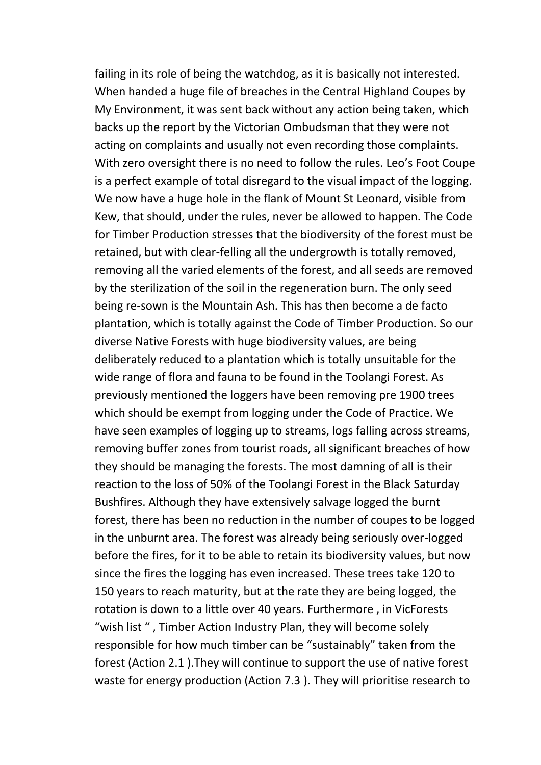failing in its role of being the watchdog, as it is basically not interested. When handed a huge file of breaches in the Central Highland Coupes by My Environment, it was sent back without any action being taken, which backs up the report by the Victorian Ombudsman that they were not acting on complaints and usually not even recording those complaints. With zero oversight there is no need to follow the rules. Leo's Foot Coupe is a perfect example of total disregard to the visual impact of the logging. We now have a huge hole in the flank of Mount St Leonard, visible from Kew, that should, under the rules, never be allowed to happen. The Code for Timber Production stresses that the biodiversity of the forest must be retained, but with clear-felling all the undergrowth is totally removed, removing all the varied elements of the forest, and all seeds are removed by the sterilization of the soil in the regeneration burn. The only seed being re-sown is the Mountain Ash. This has then become a de facto plantation, which is totally against the Code of Timber Production. So our diverse Native Forests with huge biodiversity values, are being deliberately reduced to a plantation which is totally unsuitable for the wide range of flora and fauna to be found in the Toolangi Forest. As previously mentioned the loggers have been removing pre 1900 trees which should be exempt from logging under the Code of Practice. We have seen examples of logging up to streams, logs falling across streams, removing buffer zones from tourist roads, all significant breaches of how they should be managing the forests. The most damning of all is their reaction to the loss of 50% of the Toolangi Forest in the Black Saturday Bushfires. Although they have extensively salvage logged the burnt forest, there has been no reduction in the number of coupes to be logged in the unburnt area. The forest was already being seriously over-logged before the fires, for it to be able to retain its biodiversity values, but now since the fires the logging has even increased. These trees take 120 to 150 years to reach maturity, but at the rate they are being logged, the rotation is down to a little over 40 years. Furthermore , in VicForests "wish list " , Timber Action Industry Plan, they will become solely responsible for how much timber can be "sustainably" taken from the forest (Action 2.1 ).They will continue to support the use of native forest waste for energy production (Action 7.3 ). They will prioritise research to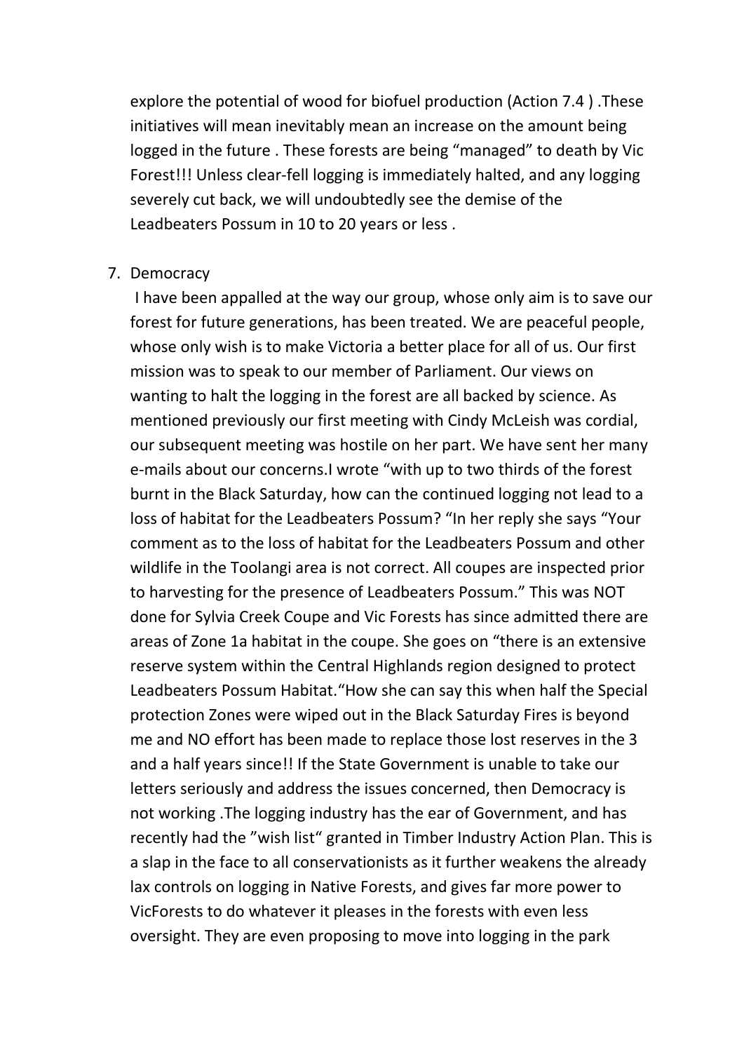explore the potential of wood for biofuel production (Action 7.4 ) .These initiatives will mean inevitably mean an increase on the amount being logged in the future . These forests are being "managed" to death by Vic Forest!!! Unless clear-fell logging is immediately halted, and any logging severely cut back, we will undoubtedly see the demise of the Leadbeaters Possum in 10 to 20 years or less .

7. Democracy

   I have been appalled at the way our group, whose only aim is to save our forest for future generations, has been treated. We are peaceful people, whose only wish is to make Victoria a better place for all of us. Our first mission was to speak to our member of Parliament. Our views on wanting to halt the logging in the forest are all backed by science. As mentioned previously our first meeting with Cindy McLeish was cordial, our subsequent meeting was hostile on her part. We have sent her many e-mails about our concerns.I wrote "with up to two thirds of the forest burnt in the Black Saturday, how can the continued logging not lead to a loss of habitat for the Leadbeaters Possum? "In her reply she says "Your comment as to the loss of habitat for the Leadbeaters Possum and other wildlife in the Toolangi area is not correct. All coupes are inspected prior to harvesting for the presence of Leadbeaters Possum." This was NOT done for Sylvia Creek Coupe and Vic Forests has since admitted there are areas of Zone 1a habitat in the coupe. She goes on "there is an extensive reserve system within the Central Highlands region designed to protect Leadbeaters Possum Habitat."How she can say this when half the Special protection Zones were wiped out in the Black Saturday Fires is beyond me and NO effort has been made to replace those lost reserves in the 3 and a half years since!! If the State Government is unable to take our letters seriously and address the issues concerned, then Democracy is not working .The logging industry has the ear of Government, and has recently had the "wish list" granted in Timber Industry Action Plan. This is a slap in the face to all conservationists as it further weakens the already lax controls on logging in Native Forests, and gives far more power to VicForests to do whatever it pleases in the forests with even less oversight. They are even proposing to move into logging in the park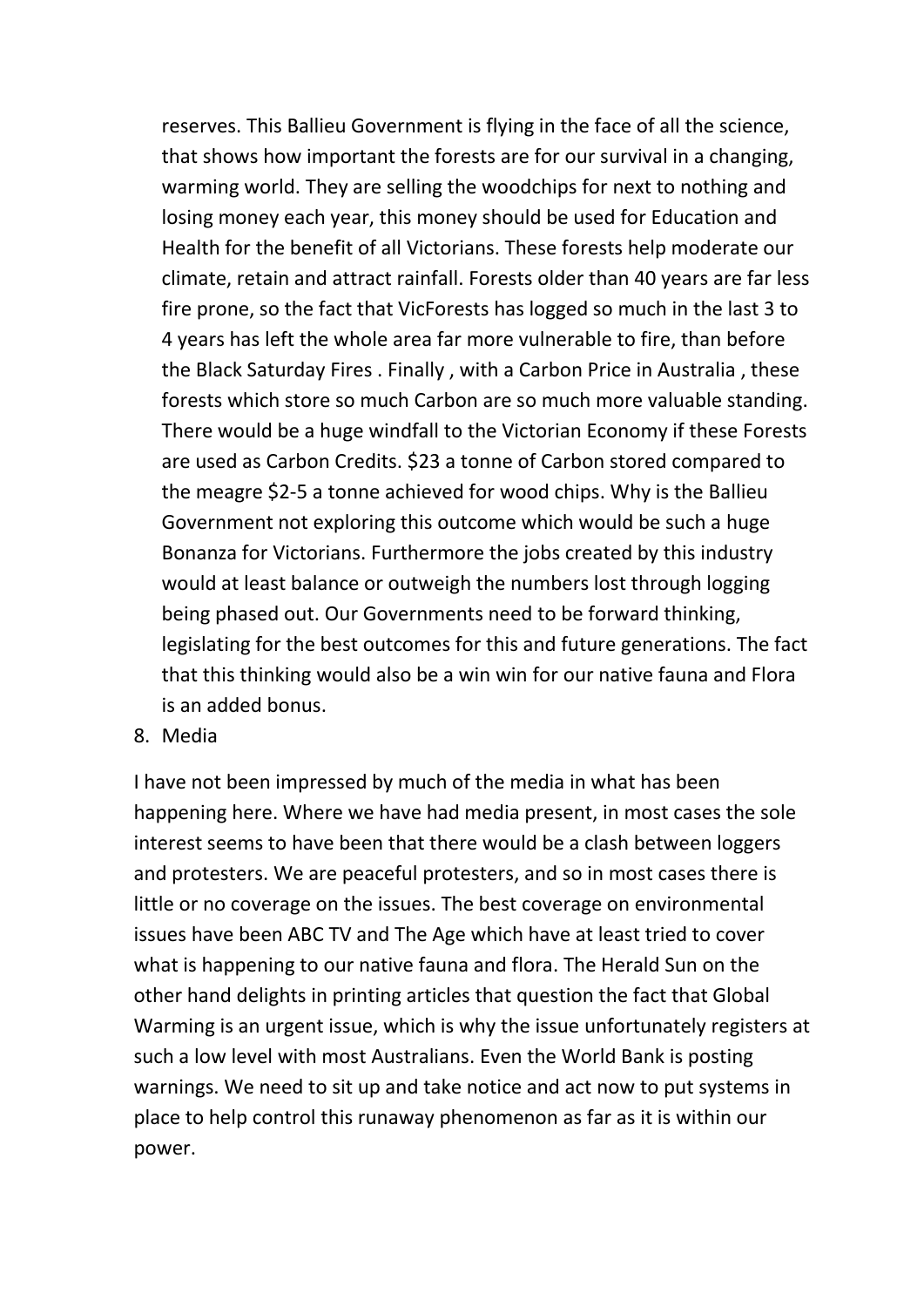reserves. This Ballieu Government is flying in the face of all the science, that shows how important the forests are for our survival in a changing, warming world. They are selling the woodchips for next to nothing and losing money each year, this money should be used for Education and Health for the benefit of all Victorians. These forests help moderate our climate, retain and attract rainfall. Forests older than 40 years are far less fire prone, so the fact that VicForests has logged so much in the last 3 to 4 years has left the whole area far more vulnerable to fire, than before the Black Saturday Fires . Finally , with a Carbon Price in Australia , these forests which store so much Carbon are so much more valuable standing. There would be a huge windfall to the Victorian Economy if these Forests are used as Carbon Credits. $23 a tonne of Carbon stored compared to the meagre $2-5 a tonne achieved for wood chips. Why is the Ballieu Government not exploring this outcome which would be such a huge Bonanza for Victorians. Furthermore the jobs created by this industry would at least balance or outweigh the numbers lost through logging being phased out. Our Governments need to be forward thinking, legislating for the best outcomes for this and future generations. The fact that this thinking would also be a win win for our native fauna and Flora is an added bonus.

8. Media

I have not been impressed by much of the media in what has been happening here. Where we have had media present, in most cases the sole interest seems to have been that there would be a clash between loggers and protesters. We are peaceful protesters, and so in most cases there is little or no coverage on the issues. The best coverage on environmental issues have been ABC TV and The Age which have at least tried to cover what is happening to our native fauna and flora. The Herald Sun on the other hand delights in printing articles that question the fact that Global Warming is an urgent issue, which is why the issue unfortunately registers at such a low level with most Australians. Even the World Bank is posting warnings. We need to sit up and take notice and act now to put systems in place to help control this runaway phenomenon as far as it is within our power.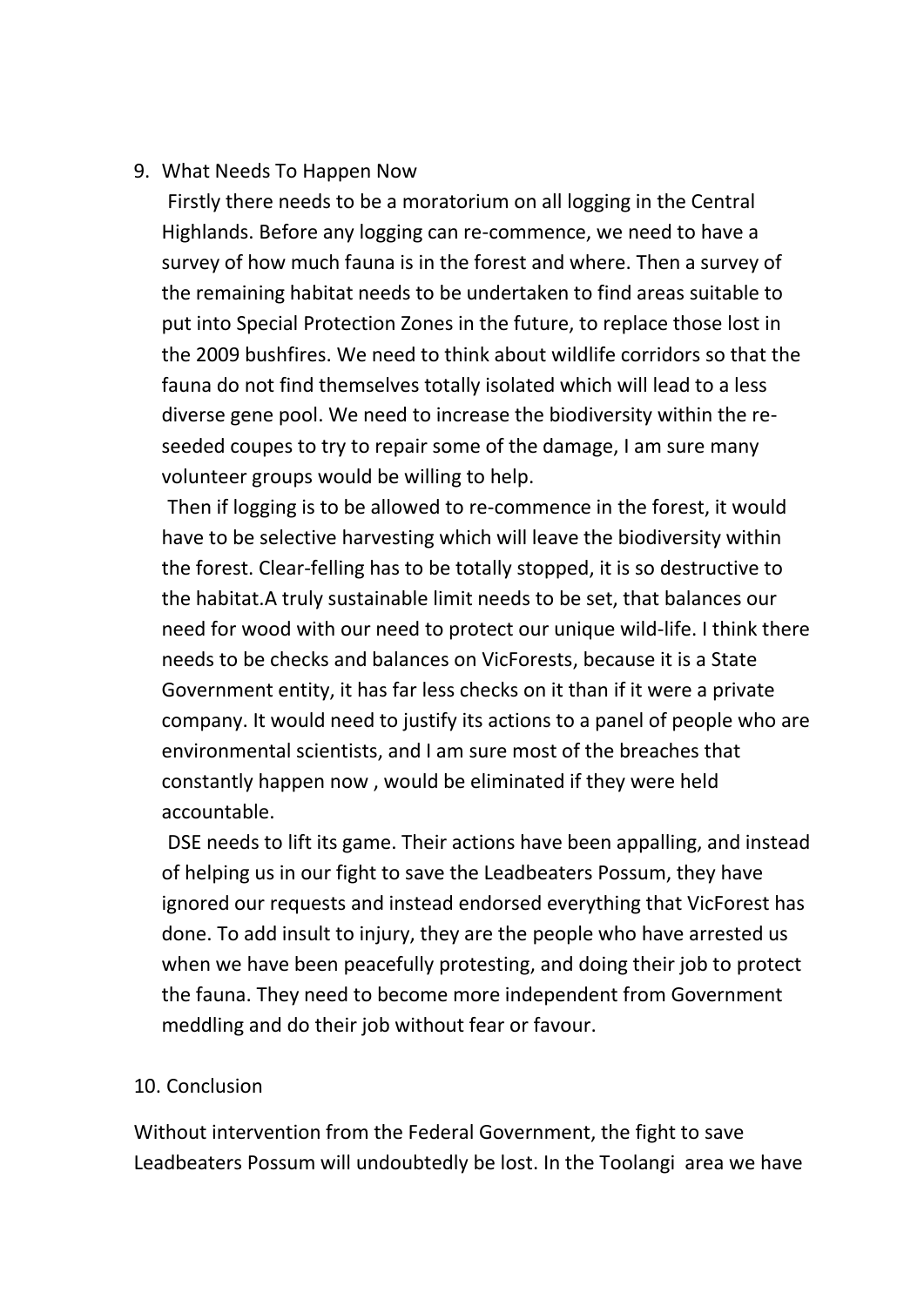9. What Needs To Happen Now

   Firstly there needs to be a moratorium on all logging in the Central Highlands. Before any logging can re-commence, we need to have a survey of how much fauna is in the forest and where. Then a survey of the remaining habitat needs to be undertaken to find areas suitable to put into Special Protection Zones in the future, to replace those lost in the 2009 bushfires. We need to think about wildlife corridors so that the fauna do not find themselves totally isolated which will lead to a less diverse gene pool. We need to increase the biodiversity within the re-seeded coupes to try to repair some of the damage, I am sure many volunteer groups would be willing to help.

   Then if logging is to be allowed to re-commence in the forest, it would have to be selective harvesting which will leave the biodiversity within the forest. Clear-felling has to be totally stopped, it is so destructive to the habitat.A truly sustainable limit needs to be set, that balances our need for wood with our need to protect our unique wild-life. I think there needs to be checks and balances on VicForests, because it is a State Government entity, it has far less checks on it than if it were a private company. It would need to justify its actions to a panel of people who are environmental scientists, and I am sure most of the breaches that constantly happen now , would be eliminated if they were held accountable.

   DSE needs to lift its game. Their actions have been appalling, and instead of helping us in our fight to save the Leadbeaters Possum, they have ignored our requests and instead endorsed everything that VicForest has done. To add insult to injury, they are the people who have arrested us when we have been peacefully protesting, and doing their job to protect the fauna. They need to become more independent from Government meddling and do their job without fear or favour.

10. Conclusion

Without intervention from the Federal Government, the fight to save Leadbeaters Possum will undoubtedly be lost. In the Toolangi area we have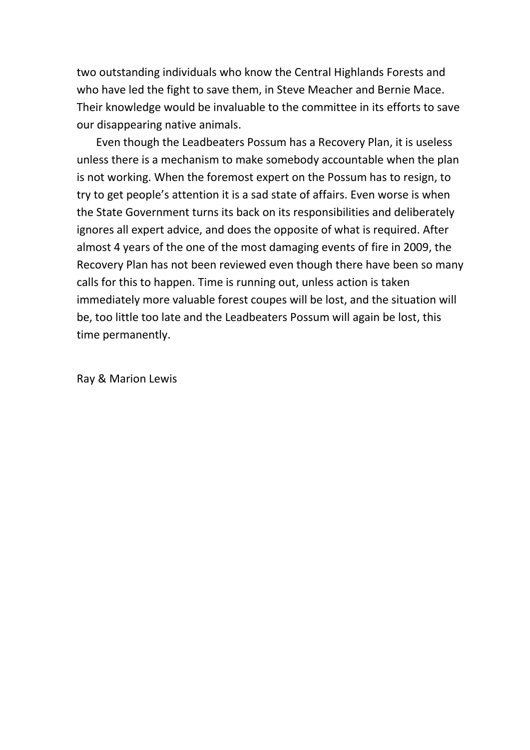two outstanding individuals who know the Central Highlands Forests and who have led the fight to save them, in Steve Meacher and Bernie Mace. Their knowledge would be invaluable to the committee in its efforts to save our disappearing native animals.

Even though the Leadbeaters Possum has a Recovery Plan, it is useless unless there is a mechanism to make somebody accountable when the plan is not working. When the foremost expert on the Possum has to resign, to try to get people's attention it is a sad state of affairs. Even worse is when the State Government turns its back on its responsibilities and deliberately ignores all expert advice, and does the opposite of what is required. After almost 4 years of the one of the most damaging events of fire in 2009, the Recovery Plan has not been reviewed even though there have been so many calls for this to happen. Time is running out, unless action is taken immediately more valuable forest coupes will be lost, and the situation will be, too little too late and the Leadbeaters Possum will again be lost, this time permanently.

Ray & Marion Lewis